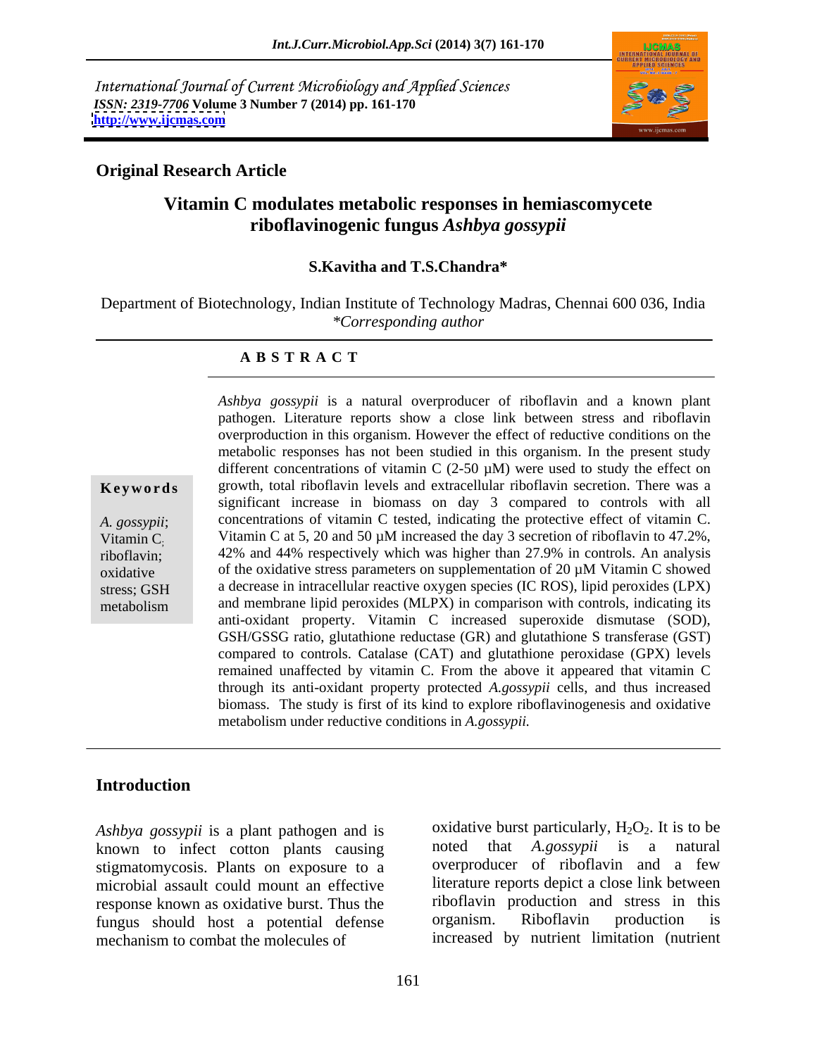International Journal of Current Microbiology and Applied Sciences
*ISSN: 2319-7706* **Volume 3 Number 7 (2014) pp. 161-170**
**http://www.ijcmas.com**

**Original Research Article**

# Vitamin C modulates metabolic responses in hemiascomycete riboflavinogenic fungus *Ashbya gossypii*

**S.Kavitha and T.S.Chandra***

Department of Biotechnology, Indian Institute of Technology Madras, Chennai 600 036, India
*\*Corresponding author*

## A B S T R A C T

**Keywords**

*A. gossypii*; Vitamin C; riboflavin; oxidative stress; GSH metabolism

*Ashbya gossypii* is a natural overproducer of riboflavin and a known plant pathogen. Literature reports show a close link between stress and riboflavin overproduction in this organism. However the effect of reductive conditions on the metabolic responses has not been studied in this organism. In the present study different concentrations of vitamin C (2-50 µM) were used to study the effect on growth, total riboflavin levels and extracellular riboflavin secretion. There was a significant increase in biomass on day 3 compared to controls with all concentrations of vitamin C tested, indicating the protective effect of vitamin C. Vitamin C at 5, 20 and 50 µM increased the day 3 secretion of riboflavin to 47.2%, 42% and 44% respectively which was higher than 27.9% in controls. An analysis of the oxidative stress parameters on supplementation of 20 µM Vitamin C showed a decrease in intracellular reactive oxygen species (IC ROS), lipid peroxides (LPX) and membrane lipid peroxides (MLPX) in comparison with controls, indicating its anti-oxidant property. Vitamin C increased superoxide dismutase (SOD), GSH/GSSG ratio, glutathione reductase (GR) and glutathione S transferase (GST) compared to controls. Catalase (CAT) and glutathione peroxidase (GPX) levels remained unaffected by vitamin C. From the above it appeared that vitamin C through its anti-oxidant property protected *A.gossypii* cells, and thus increased biomass. The study is first of its kind to explore riboflavinogenesis and oxidative metabolism under reductive conditions in *A.gossypii.*

## Introduction

*Ashbya gossypii* is a plant pathogen and is known to infect cotton plants causing stigmatomycosis. Plants on exposure to a microbial assault could mount an effective response known as oxidative burst. Thus the fungus should host a potential defense mechanism to combat the molecules of oxidative burst particularly, $H_2O_2$. It is to be noted that *A.gossypii* is a natural overproducer of riboflavin and a few literature reports depict a close link between riboflavin production and stress in this organism. Riboflavin production is increased by nutrient limitation (nutrient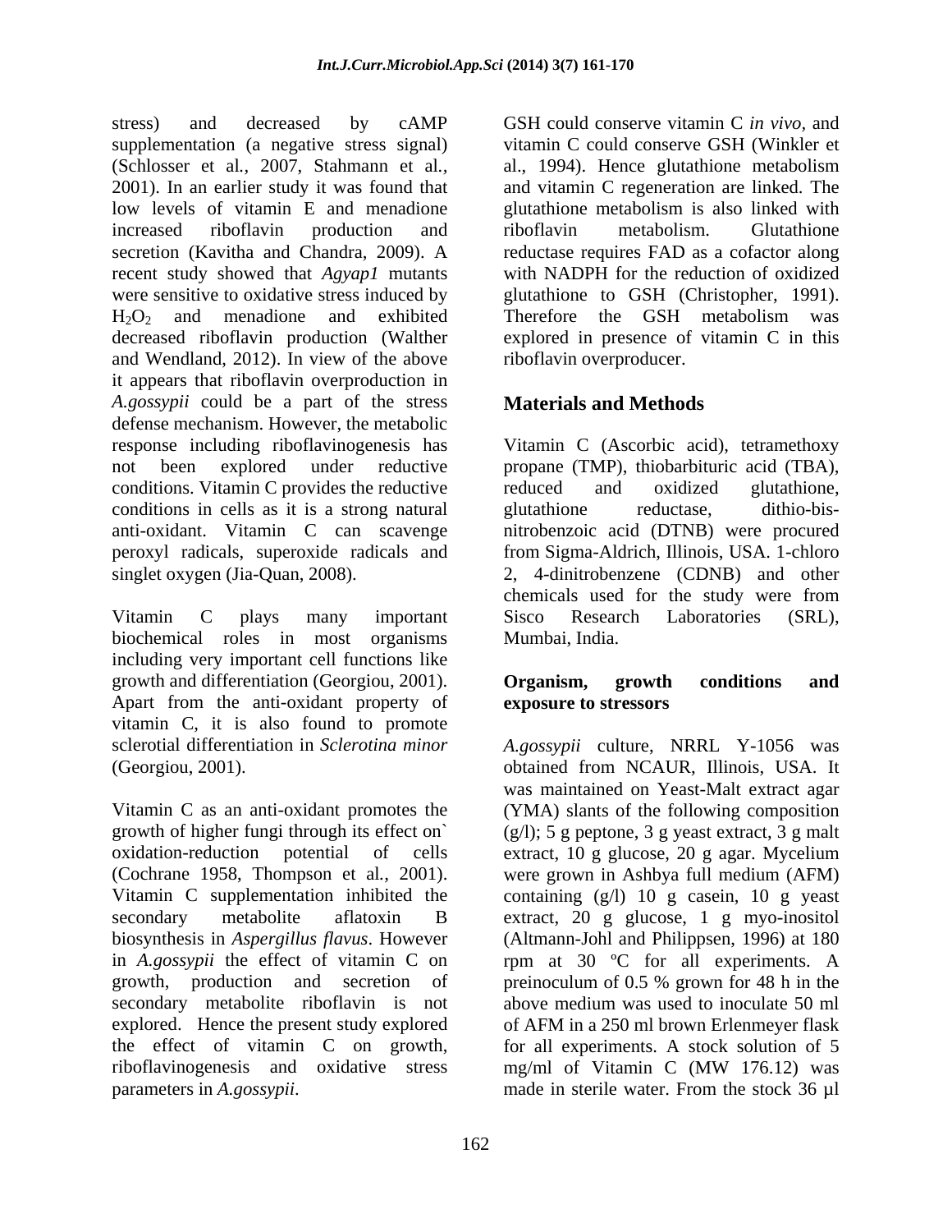stress) and decreased by cAMP supplementation (a negative stress signal) (Schlosser et al., 2007, Stahmann et al., 2001). In an earlier study it was found that low levels of vitamin E and menadione increased riboflavin production and secretion (Kavitha and Chandra, 2009). A recent study showed that *Agyap1* mutants were sensitive to oxidative stress induced by $H_2O_2$ and menadione and exhibited decreased riboflavin production (Walther and Wendland, 2012). In view of the above it appears that riboflavin overproduction in *A.gossypii* could be a part of the stress defense mechanism. However, the metabolic response including riboflavinogenesis has not been explored under reductive conditions. Vitamin C provides the reductive conditions in cells as it is a strong natural anti-oxidant. Vitamin C can scavenge peroxyl radicals, superoxide radicals and singlet oxygen (Jia-Quan, 2008).

Vitamin C plays many important biochemical roles in most organisms including very important cell functions like growth and differentiation (Georgiou, 2001). Apart from the anti-oxidant property of vitamin C, it is also found to promote sclerotial differentiation in *Sclerotina minor* (Georgiou, 2001).

Vitamin C as an anti-oxidant promotes the growth of higher fungi through its effect on` oxidation-reduction potential of cells (Cochrane 1958, Thompson et al., 2001). Vitamin C supplementation inhibited the secondary metabolite aflatoxin B biosynthesis in *Aspergillus flavus*. However in *A.gossypii* the effect of vitamin C on growth, production and secretion of secondary metabolite riboflavin is not explored. Hence the present study explored the effect of vitamin C on growth, riboflavinogenesis and oxidative stress parameters in *A.gossypii*.

GSH could conserve vitamin C *in vivo*, and vitamin C could conserve GSH (Winkler et al., 1994). Hence glutathione metabolism and vitamin C regeneration are linked. The glutathione metabolism is also linked with riboflavin metabolism. Glutathione reductase requires FAD as a cofactor along with NADPH for the reduction of oxidized glutathione to GSH (Christopher, 1991). Therefore the GSH metabolism was explored in presence of vitamin C in this riboflavin overproducer.

## Materials and Methods

Vitamin C (Ascorbic acid), tetramethoxy propane (TMP), thiobarbituric acid (TBA), reduced and oxidized glutathione, glutathione reductase, dithio-bis-nitrobenzoic acid (DTNB) were procured from Sigma-Aldrich, Illinois, USA. 1-chloro 2, 4-dinitrobenzene (CDNB) and other chemicals used for the study were from Sisco Research Laboratories (SRL), Mumbai, India.

### Organism, growth conditions and exposure to stressors

*A.gossypii* culture, NRRL Y-1056 was obtained from NCAUR, Illinois, USA. It was maintained on Yeast-Malt extract agar (YMA) slants of the following composition (g/l); 5 g peptone, 3 g yeast extract, 3 g malt extract, 10 g glucose, 20 g agar. Mycelium were grown in Ashbya full medium (AFM) containing (g/l) 10 g casein, 10 g yeast extract, 20 g glucose, 1 g myo-inositol (Altmann-Johl and Philippsen, 1996) at 180 rpm at 30 ºC for all experiments. A preinoculum of 0.5 % grown for 48 h in the above medium was used to inoculate 50 ml of AFM in a 250 ml brown Erlenmeyer flask for all experiments. A stock solution of 5 mg/ml of Vitamin C (MW 176.12) was made in sterile water. From the stock 36 µl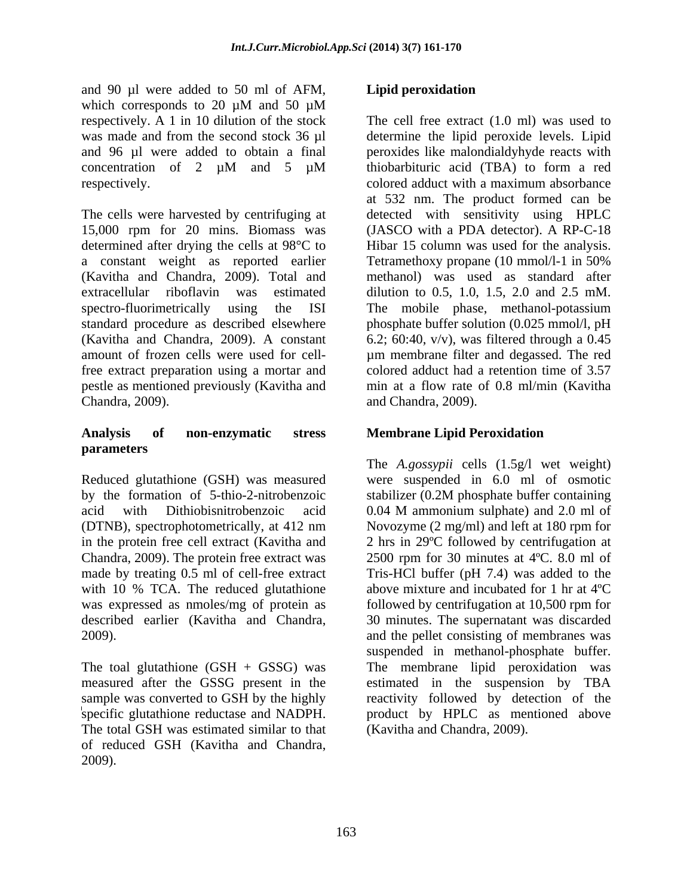and 90 µl were added to 50 ml of AFM, which corresponds to 20 µM and 50 µM respectively. A 1 in 10 dilution of the stock was made and from the second stock 36 µl and 96 µl were added to obtain a final concentration of 2 µM and 5 µM respectively.

The cells were harvested by centrifuging at 15,000 rpm for 20 mins. Biomass was determined after drying the cells at 98°C to a constant weight as reported earlier (Kavitha and Chandra, 2009). Total and extracellular riboflavin was estimated spectro-fluorimetrically using the ISI standard procedure as described elsewhere (Kavitha and Chandra, 2009). A constant amount of frozen cells were used for cell-free extract preparation using a mortar and pestle as mentioned previously (Kavitha and Chandra, 2009).

## Analysis of non-enzymatic stress parameters

Reduced glutathione (GSH) was measured by the formation of 5-thio-2-nitrobenzoic acid with Dithiobisnitrobenzoic acid (DTNB), spectrophotometrically, at 412 nm in the protein free cell extract (Kavitha and Chandra, 2009). The protein free extract was made by treating 0.5 ml of cell-free extract with 10 % TCA. The reduced glutathione was expressed as nmoles/mg of protein as described earlier (Kavitha and Chandra, 2009).

The toal glutathione (GSH + GSSG) was measured after the GSSG present in the sample was converted to GSH by the highly specific glutathione reductase and NADPH. The total GSH was estimated similar to that of reduced GSH (Kavitha and Chandra, 2009).

## Lipid peroxidation

The cell free extract (1.0 ml) was used to determine the lipid peroxide levels. Lipid peroxides like malondialdyhyde reacts with thiobarbituric acid (TBA) to form a red colored adduct with a maximum absorbance at 532 nm. The product formed can be detected with sensitivity using HPLC (JASCO with a PDA detector). A RP-C-18 Hibar 15 column was used for the analysis. Tetramethoxy propane (10 mmol/l-1 in 50% methanol) was used as standard after dilution to 0.5, 1.0, 1.5, 2.0 and 2.5 mM. The mobile phase, methanol-potassium phosphate buffer solution (0.025 mmol/l, pH 6.2; 60:40, v/v), was filtered through a 0.45 µm membrane filter and degassed. The red colored adduct had a retention time of 3.57 min at a flow rate of 0.8 ml/min (Kavitha and Chandra, 2009).

## Membrane Lipid Peroxidation

The *A.gossypii* cells (1.5g/l wet weight) were suspended in 6.0 ml of osmotic stabilizer (0.2M phosphate buffer containing 0.04 M ammonium sulphate) and 2.0 ml of Novozyme (2 mg/ml) and left at 180 rpm for 2 hrs in 29ºC followed by centrifugation at 2500 rpm for 30 minutes at 4ºC. 8.0 ml of Tris-HCl buffer (pH 7.4) was added to the above mixture and incubated for 1 hr at 4ºC followed by centrifugation at 10,500 rpm for 30 minutes. The supernatant was discarded and the pellet consisting of membranes was suspended in methanol-phosphate buffer. The membrane lipid peroxidation was estimated in the suspension by TBA reactivity followed by detection of the product by HPLC as mentioned above (Kavitha and Chandra, 2009).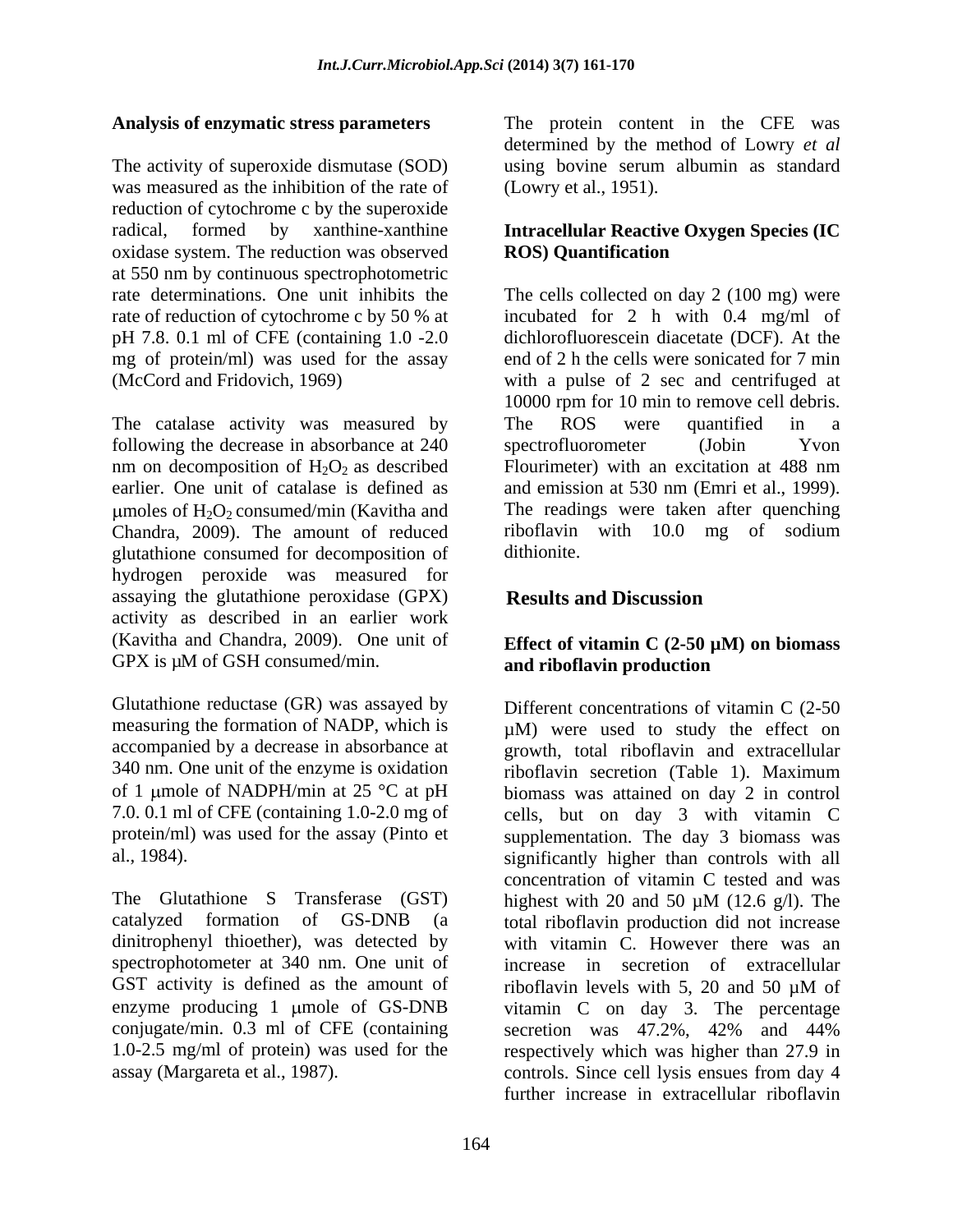**Analysis of enzymatic stress parameters**

The activity of superoxide dismutase (SOD) was measured as the inhibition of the rate of reduction of cytochrome c by the superoxide radical, formed by xanthine-xanthine oxidase system. The reduction was observed at 550 nm by continuous spectrophotometric rate determinations. One unit inhibits the rate of reduction of cytochrome c by 50 % at pH 7.8. 0.1 ml of CFE (containing 1.0 -2.0 mg of protein/ml) was used for the assay (McCord and Fridovich, 1969)

The catalase activity was measured by following the decrease in absorbance at 240 nm on decomposition of $H_2O_2$ as described earlier. One unit of catalase is defined as μmoles of $H_2O_2$ consumed/min (Kavitha and Chandra, 2009). The amount of reduced glutathione consumed for decomposition of hydrogen peroxide was measured for assaying the glutathione peroxidase (GPX) activity as described in an earlier work (Kavitha and Chandra, 2009). One unit of GPX is μM of GSH consumed/min.

Glutathione reductase (GR) was assayed by measuring the formation of NADP, which is accompanied by a decrease in absorbance at 340 nm. One unit of the enzyme is oxidation of 1 μmole of NADPH/min at 25 °C at pH 7.0. 0.1 ml of CFE (containing 1.0-2.0 mg of protein/ml) was used for the assay (Pinto et al., 1984).

The Glutathione S Transferase (GST) catalyzed formation of GS-DNB (a dinitrophenyl thioether), was detected by spectrophotometer at 340 nm. One unit of GST activity is defined as the amount of enzyme producing 1 μmole of GS-DNB conjugate/min. 0.3 ml of CFE (containing 1.0-2.5 mg/ml of protein) was used for the assay (Margareta et al., 1987).

The protein content in the CFE was determined by the method of Lowry *et al* using bovine serum albumin as standard (Lowry et al., 1951).

**Intracellular Reactive Oxygen Species (IC ROS) Quantification**

The cells collected on day 2 (100 mg) were incubated for 2 h with 0.4 mg/ml of dichlorofluorescein diacetate (DCF). At the end of 2 h the cells were sonicated for 7 min with a pulse of 2 sec and centrifuged at 10000 rpm for 10 min to remove cell debris. The ROS were quantified in a spectrofluorometer (Jobin Yvon Flourimeter) with an excitation at 488 nm and emission at 530 nm (Emri et al., 1999). The readings were taken after quenching riboflavin with 10.0 mg of sodium dithionite.

## Results and Discussion

**Effect of vitamin C (2-50 μM) on biomass and riboflavin production**

Different concentrations of vitamin C (2-50 μM) were used to study the effect on growth, total riboflavin and extracellular riboflavin secretion (Table 1). Maximum biomass was attained on day 2 in control cells, but on day 3 with vitamin C supplementation. The day 3 biomass was significantly higher than controls with all concentration of vitamin C tested and was highest with 20 and 50 μM (12.6 g/l). The total riboflavin production did not increase with vitamin C. However there was an increase in secretion of extracellular riboflavin levels with 5, 20 and 50 μM of vitamin C on day 3. The percentage secretion was 47.2%, 42% and 44% respectively which was higher than 27.9 in controls. Since cell lysis ensues from day 4 further increase in extracellular riboflavin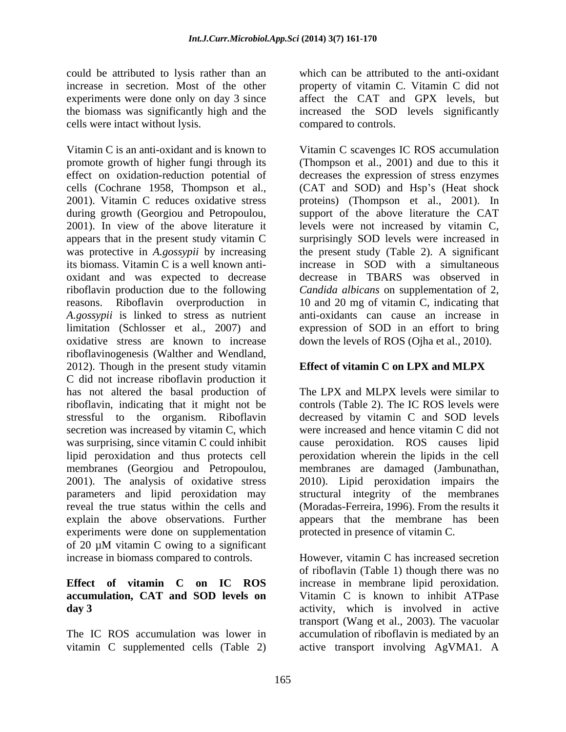could be attributed to lysis rather than an increase in secretion. Most of the other experiments were done only on day 3 since the biomass was significantly high and the cells were intact without lysis.

Vitamin C is an anti-oxidant and is known to promote growth of higher fungi through its effect on oxidation-reduction potential of cells (Cochrane 1958, Thompson et al., 2001). Vitamin C reduces oxidative stress during growth (Georgiou and Petropoulou, 2001). In view of the above literature it appears that in the present study vitamin C was protective in *A.gossypii* by increasing its biomass. Vitamin C is a well known anti-oxidant and was expected to decrease riboflavin production due to the following reasons. Riboflavin overproduction in *A.gossypii* is linked to stress as nutrient limitation (Schlosser et al., 2007) and oxidative stress are known to increase riboflavinogenesis (Walther and Wendland, 2012). Though in the present study vitamin C did not increase riboflavin production it has not altered the basal production of riboflavin, indicating that it might not be stressful to the organism. Riboflavin secretion was increased by vitamin C, which was surprising, since vitamin C could inhibit lipid peroxidation and thus protects cell membranes (Georgiou and Petropoulou, 2001). The analysis of oxidative stress parameters and lipid peroxidation may reveal the true status within the cells and explain the above observations. Further experiments were done on supplementation of 20 µM vitamin C owing to a significant increase in biomass compared to controls.

**Effect of vitamin C on IC ROS accumulation, CAT and SOD levels on day 3**

The IC ROS accumulation was lower in vitamin C supplemented cells (Table 2) which can be attributed to the anti-oxidant property of vitamin C. Vitamin C did not affect the CAT and GPX levels, but increased the SOD levels significantly compared to controls.

Vitamin C scavenges IC ROS accumulation (Thompson et al., 2001) and due to this it decreases the expression of stress enzymes (CAT and SOD) and Hsp's (Heat shock proteins) (Thompson et al., 2001). In support of the above literature the CAT levels were not increased by vitamin C, surprisingly SOD levels were increased in the present study (Table 2). A significant increase in SOD with a simultaneous decrease in TBARS was observed in *Candida albicans* on supplementation of 2, 10 and 20 mg of vitamin C, indicating that anti-oxidants can cause an increase in expression of SOD in an effort to bring down the levels of ROS (Ojha et al., 2010).

**Effect of vitamin C on LPX and MLPX**

The LPX and MLPX levels were similar to controls (Table 2). The IC ROS levels were decreased by vitamin C and SOD levels were increased and hence vitamin C did not cause peroxidation. ROS causes lipid peroxidation wherein the lipids in the cell membranes are damaged (Jambunathan, 2010). Lipid peroxidation impairs the structural integrity of the membranes (Moradas-Ferreira, 1996). From the results it appears that the membrane has been protected in presence of vitamin C.

However, vitamin C has increased secretion of riboflavin (Table 1) though there was no increase in membrane lipid peroxidation. Vitamin C is known to inhibit ATPase activity, which is involved in active transport (Wang et al., 2003). The vacuolar accumulation of riboflavin is mediated by an active transport involving AgVMA1. A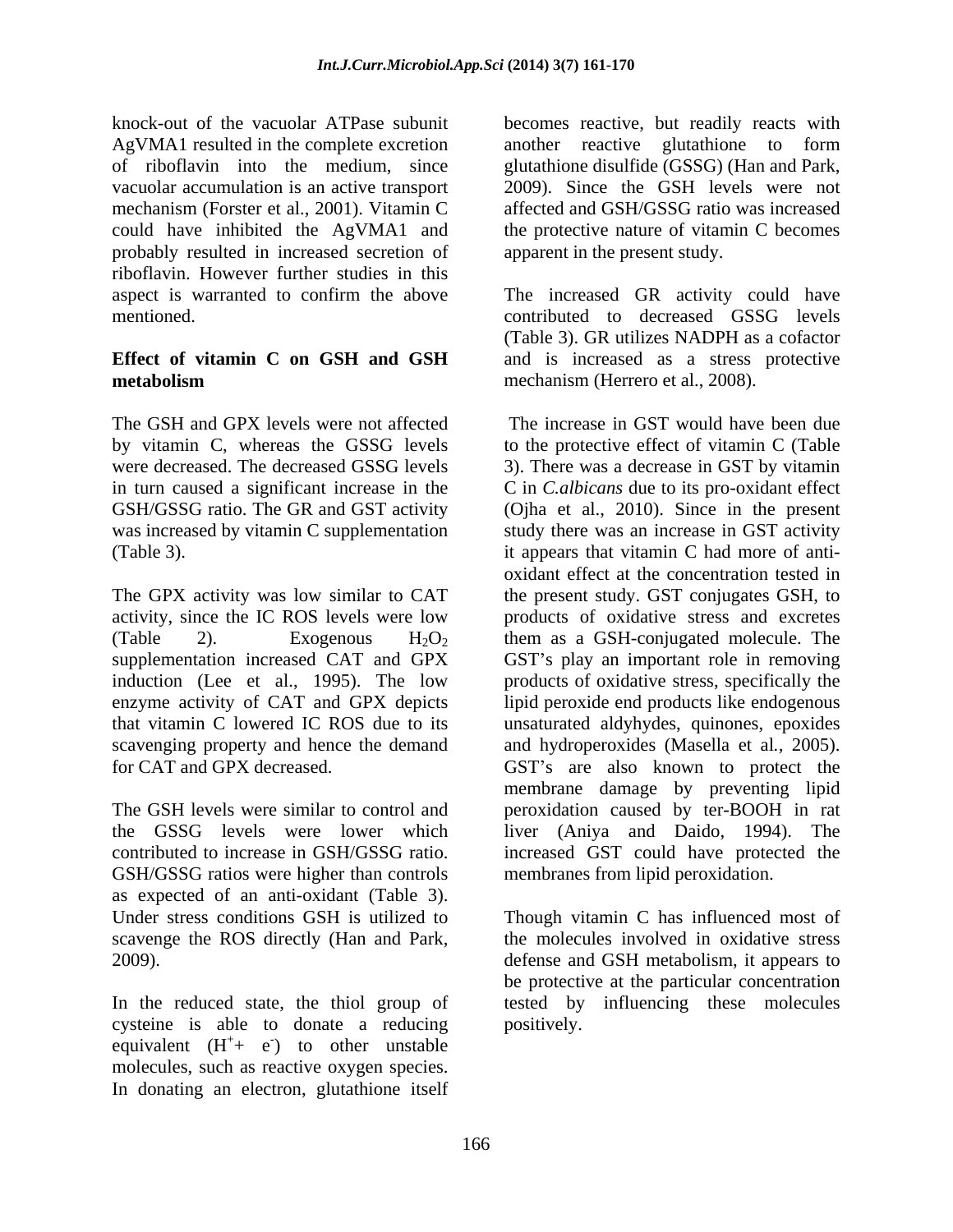knock-out of the vacuolar ATPase subunit AgVMA1 resulted in the complete excretion of riboflavin into the medium, since vacuolar accumulation is an active transport mechanism (Forster et al., 2001). Vitamin C could have inhibited the AgVMA1 and probably resulted in increased secretion of riboflavin. However further studies in this aspect is warranted to confirm the above mentioned.

**Effect of vitamin C on GSH and GSH metabolism**

The GSH and GPX levels were not affected by vitamin C, whereas the GSSG levels were decreased. The decreased GSSG levels in turn caused a significant increase in the GSH/GSSG ratio. The GR and GST activity was increased by vitamin C supplementation (Table 3).

The GPX activity was low similar to CAT activity, since the IC ROS levels were low (Table 2). Exogenous $H_2O_2$ supplementation increased CAT and GPX induction (Lee et al., 1995). The low enzyme activity of CAT and GPX depicts that vitamin C lowered IC ROS due to its scavenging property and hence the demand for CAT and GPX decreased.

The GSH levels were similar to control and the GSSG levels were lower which contributed to increase in GSH/GSSG ratio. GSH/GSSG ratios were higher than controls as expected of an anti-oxidant (Table 3). Under stress conditions GSH is utilized to scavenge the ROS directly (Han and Park, 2009).

In the reduced state, the thiol group of cysteine is able to donate a reducing equivalent ($H^{+}$+ $e^{-}$) to other unstable molecules, such as reactive oxygen species. In donating an electron, glutathione itself becomes reactive, but readily reacts with another reactive glutathione to form glutathione disulfide (GSSG) (Han and Park, 2009). Since the GSH levels were not affected and GSH/GSSG ratio was increased the protective nature of vitamin C becomes apparent in the present study.

The increased GR activity could have contributed to decreased GSSG levels (Table 3). GR utilizes NADPH as a cofactor and is increased as a stress protective mechanism (Herrero et al., 2008).

The increase in GST would have been due to the protective effect of vitamin C (Table 3). There was a decrease in GST by vitamin C in *C.albicans* due to its pro-oxidant effect (Ojha et al., 2010). Since in the present study there was an increase in GST activity it appears that vitamin C had more of anti-oxidant effect at the concentration tested in the present study. GST conjugates GSH, to products of oxidative stress and excretes them as a GSH-conjugated molecule. The GST's play an important role in removing products of oxidative stress, specifically the lipid peroxide end products like endogenous unsaturated aldyhydes, quinones, epoxides and hydroperoxides (Masella et al., 2005). GST's are also known to protect the membrane damage by preventing lipid peroxidation caused by ter-BOOH in rat liver (Aniya and Daido, 1994). The increased GST could have protected the membranes from lipid peroxidation.

Though vitamin C has influenced most of the molecules involved in oxidative stress defense and GSH metabolism, it appears to be protective at the particular concentration tested by influencing these molecules positively.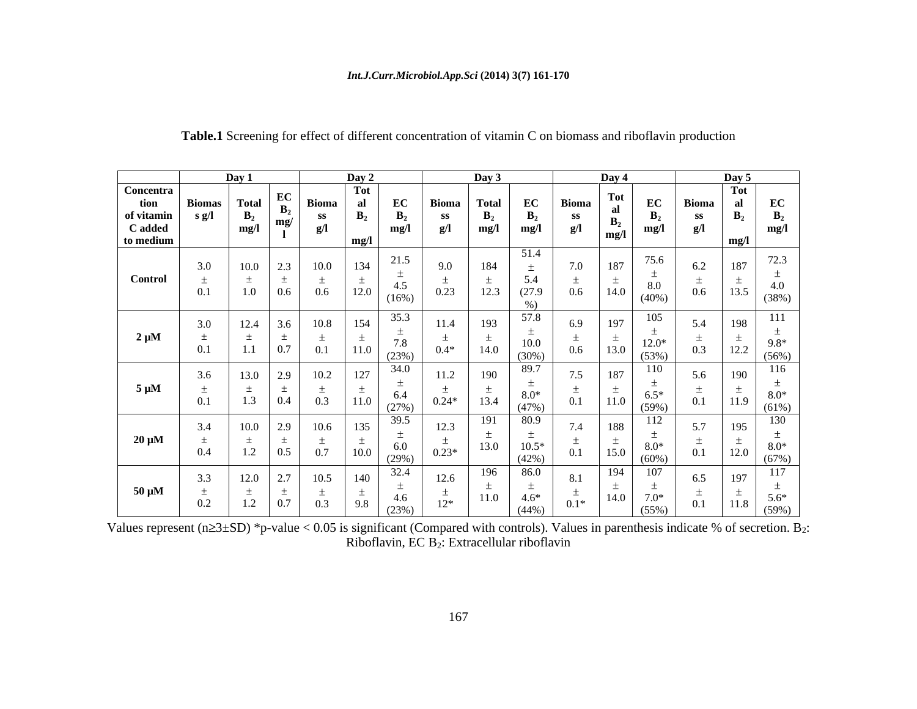**Table.1** Screening for effect of different concentration of vitamin C on biomass and riboflavin production

| | Day 1 | | | Day 2 | | | Day 3 | | | Day 4 | | | Day 5 | | |
|---|---|---|---|---|---|---|---|---|---|---|---|---|---|---|---|
| Concentration of vitamin C added to medium | Biomass g/l | Total $B_2$ mg/l | EC $B_2$ mg/l | Biomass g/l | Total $B_2$ mg/l | EC $B_2$ mg/l | Biomass g/l | Total $B_2$ mg/l | EC $B_2$ mg/l | Biomass g/l | Total $B_2$ mg/l | EC $B_2$ mg/l | Biomass g/l | Total $B_2$ mg/l | EC $B_2$ mg/l |
| Control | 3.0 ± 0.1 | 10.0 ± 1.0 | 2.3 ± 0.6 | 10.0 ± 0.6 | 134 ± 12.0 | 21.5 ± 4.5 (16%) | 9.0 ± 0.23 | 184 ± 12.3 | 51.4 ± 5.4 (27.9 %) | 7.0 ± 0.6 | 187 ± 14.0 | 75.6 ± 8.0 (40%) | 6.2 ± 0.6 | 187 ± 13.5 | 72.3 ± 4.0 (38%) |
| 2 µM | 3.0 ± 0.1 | 12.4 ± 1.1 | 3.6 ± 0.7 | 10.8 ± 0.1 | 154 ± 11.0 | 35.3 ± 7.8 (23%) | 11.4 ± 0.4* | 193 ± 14.0 | 57.8 ± 10.0 (30%) | 6.9 ± 0.6 | 197 ± 13.0 | 105 ± 12.0* (53%) | 5.4 ± 0.3 | 198 ± 12.2 | 111 ± 9.8* (56%) |
| 5 µM | 3.6 ± 0.1 | 13.0 ± 1.3 | 2.9 ± 0.4 | 10.2 ± 0.3 | 127 ± 11.0 | 34.0 ± 6.4 (27%) | 11.2 ± 0.24* | 190 ± 13.4 | 89.7 ± 8.0* (47%) | 7.5 ± 0.1 | 187 ± 11.0 | 110 ± 6.5* (59%) | 5.6 ± 0.1 | 190 ± 11.9 | 116 ± 8.0* (61%) |
| 20 µM | 3.4 ± 0.4 | 10.0 ± 1.2 | 2.9 ± 0.5 | 10.6 ± 0.7 | 135 ± 10.0 | 39.5 ± 6.0 (29%) | 12.3 ± 0.23* | 191 ± 13.0 | 80.9 ± 10.5* (42%) | 7.4 ± 0.1 | 188 ± 15.0 | 112 ± 8.0* (60%) | 5.7 ± 0.1 | 195 ± 12.0 | 130 ± 8.0* (67%) |
| 50 µM | 3.3 ± 0.2 | 12.0 ± 1.2 | 2.7 ± 0.7 | 10.5 ± 0.3 | 140 ± 9.8 | 32.4 ± 4.6 (23%) | 12.6 ± 12* | 196 ± 11.0 | 86.0 ± 4.6* (44%) | 8.1 ± 0.1* | 194 ± 14.0 | 107 ± 7.0* (55%) | 6.5 ± 0.1 | 197 ± 11.8 | 117 ± 5.6* (59%) |

Values represent (n≥3±SD) *p-value < 0.05 is significant (Compared with controls). Values in parenthesis indicate % of secretion. $B_2$: Riboflavin, EC $B_2$: Extracellular riboflavin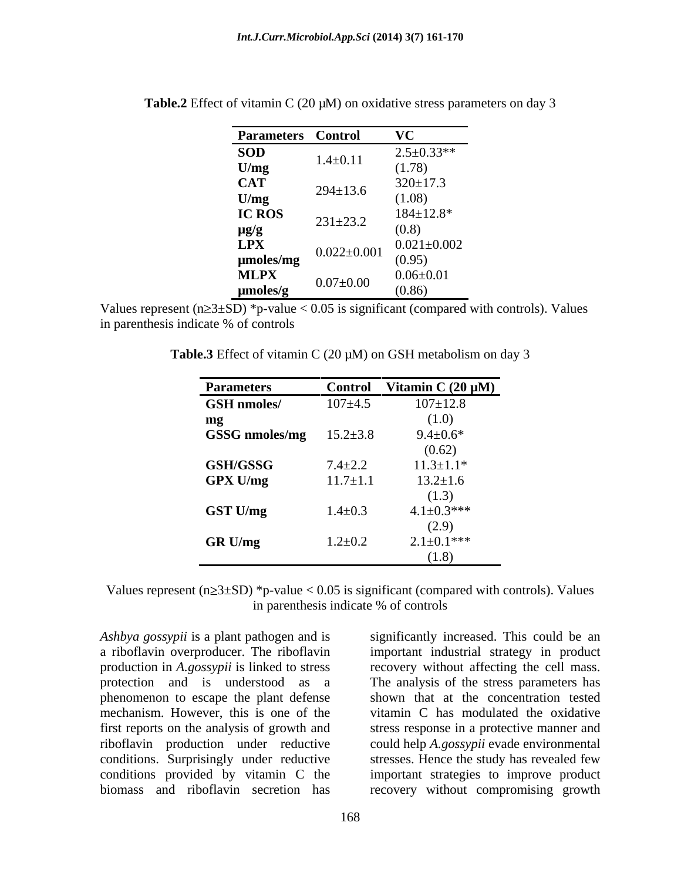**Table.2** Effect of vitamin C (20 μM) on oxidative stress parameters on day 3

| Parameters | Control | VC |
|---|---|---|
| **SOD U/mg** | 1.4±0.11 | 2.5±0.33** (1.78) |
| **CAT U/mg** | 294±13.6 | 320±17.3 (1.08) |
| **IC ROS μg/g** | 231±23.2 | 184±12.8* (0.8) |
| **LPX μmoles/mg** | 0.022±0.001 | 0.021±0.002 (0.95) |
| **MLPX μmoles/g** | 0.07±0.00 | 0.06±0.01 (0.86) |

Values represent (n≥3±SD) *p-value < 0.05 is significant (compared with controls). Values in parenthesis indicate % of controls

**Table.3** Effect of vitamin C (20 μM) on GSH metabolism on day 3

| Parameters | Control | Vitamin C (20 μM) |
|---|---|---|
| **GSH nmoles/ mg** | 107±4.5 | 107±12.8 (1.0) |
| **GSSG nmoles/mg** | 15.2±3.8 | 9.4±0.6* (0.62) |
| **GSH/GSSG** | 7.4±2.2 | 11.3±1.1* |
| **GPX U/mg** | 11.7±1.1 | 13.2±1.6 (1.3) |
| **GST U/mg** | 1.4±0.3 | 4.1±0.3*** (2.9) |
| **GR U/mg** | 1.2±0.2 | 2.1±0.1*** (1.8) |

Values represent (n≥3±SD) *p-value < 0.05 is significant (compared with controls). Values in parenthesis indicate % of controls

*Ashbya gossypii* is a plant pathogen and is a riboflavin overproducer. The riboflavin production in *A.gossypii* is linked to stress protection and is understood as a phenomenon to escape the plant defense mechanism. However, this is one of the first reports on the analysis of growth and riboflavin production under reductive conditions. Surprisingly under reductive conditions provided by vitamin C the biomass and riboflavin secretion has significantly increased. This could be an important industrial strategy in product recovery without affecting the cell mass. The analysis of the stress parameters has shown that at the concentration tested vitamin C has modulated the oxidative stress response in a protective manner and could help *A.gossypii* evade environmental stresses. Hence the study has revealed few important strategies to improve product recovery without compromising growth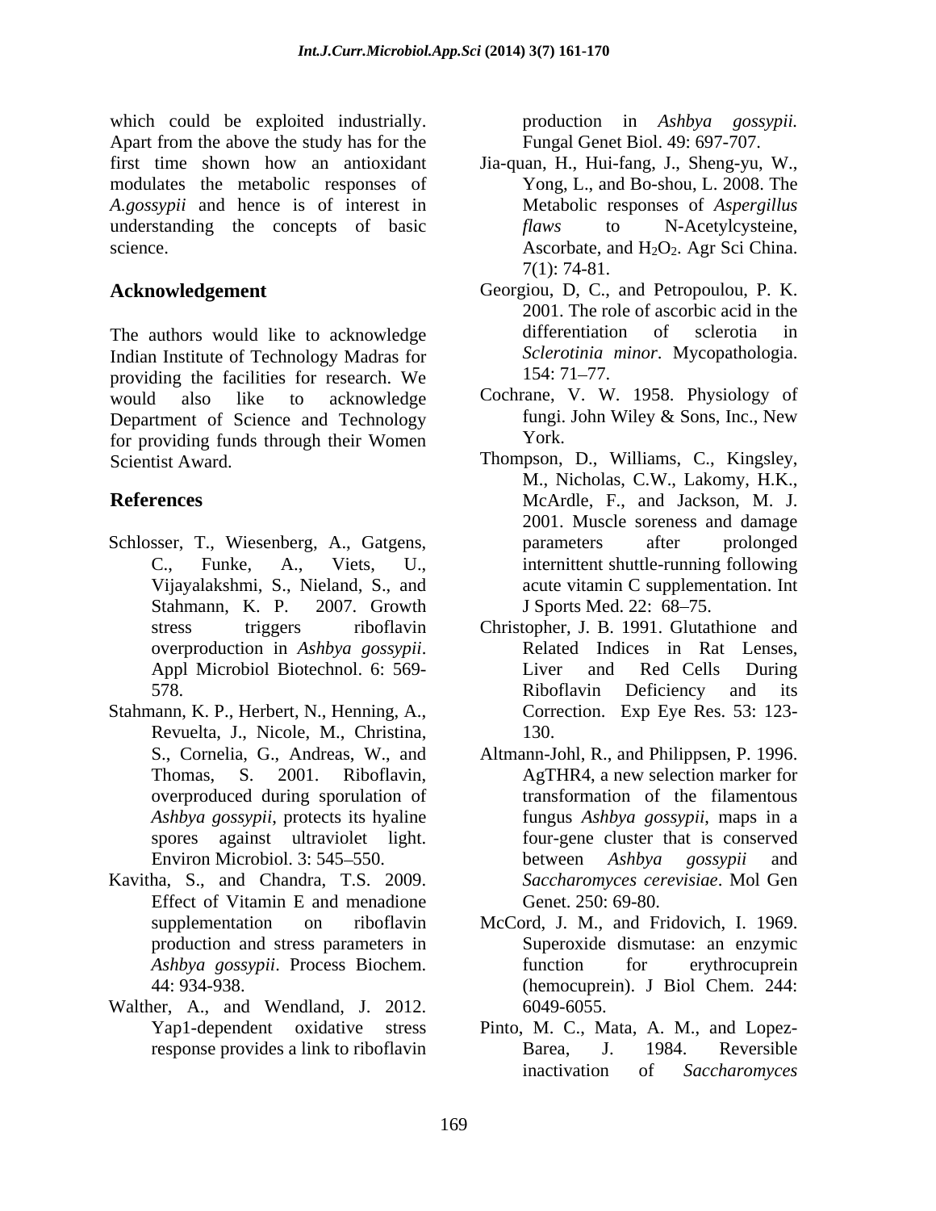which could be exploited industrially. Apart from the above the study has for the first time shown how an antioxidant modulates the metabolic responses of *A.gossypii* and hence is of interest in understanding the concepts of basic science.

## Acknowledgement

The authors would like to acknowledge Indian Institute of Technology Madras for providing the facilities for research. We would also like to acknowledge Department of Science and Technology for providing funds through their Women Scientist Award.

## References

Schlosser, T., Wiesenberg, A., Gatgens, C., Funke, A., Viets, U., Vijayalakshmi, S., Nieland, S., and Stahmann, K. P. 2007. Growth stress triggers riboflavin overproduction in *Ashbya gossypii*. Appl Microbiol Biotechnol. 6: 569-578.

Stahmann, K. P., Herbert, N., Henning, A., Revuelta, J., Nicole, M., Christina, S., Cornelia, G., Andreas, W., and Thomas, S. 2001. Riboflavin, overproduced during sporulation of *Ashbya gossypii*, protects its hyaline spores against ultraviolet light. Environ Microbiol. 3: 545–550.

Kavitha, S., and Chandra, T.S. 2009. Effect of Vitamin E and menadione supplementation on riboflavin production and stress parameters in *Ashbya gossypii*. Process Biochem. 44: 934-938.

Walther, A., and Wendland, J. 2012. Yap1-dependent oxidative stress response provides a link to riboflavin production in *Ashbya gossypii.* Fungal Genet Biol. 49: 697-707.

Jia-quan, H., Hui-fang, J., Sheng-yu, W., Yong, L., and Bo-shou, L. 2008. The Metabolic responses of *Aspergillus flaws* to N-Acetylcysteine, Ascorbate, and $H_2O_2$. Agr Sci China. 7(1): 74-81.

Georgiou, D, C., and Petropoulou, P. K. 2001. The role of ascorbic acid in the differentiation of sclerotia in *Sclerotinia minor*. Mycopathologia. 154: 71–77.

Cochrane, V. W. 1958. Physiology of fungi. John Wiley & Sons, Inc., New York.

Thompson, D., Williams, C., Kingsley, M., Nicholas, C.W., Lakomy, H.K., McArdle, F., and Jackson, M. J. 2001. Muscle soreness and damage parameters after prolonged internittent shuttle-running following acute vitamin C supplementation. Int J Sports Med. 22: 68–75.

Christopher, J. B. 1991. Glutathione and Related Indices in Rat Lenses, Liver and Red Cells During Riboflavin Deficiency and its Correction. Exp Eye Res. 53: 123-130.

Altmann-Johl, R., and Philippsen, P. 1996. AgTHR4, a new selection marker for transformation of the filamentous fungus *Ashbya gossypii*, maps in a four-gene cluster that is conserved between *Ashbya gossypii* and *Saccharomyces cerevisiae*. Mol Gen Genet. 250: 69-80.

McCord, J. M., and Fridovich, I. 1969. Superoxide dismutase: an enzymic function for erythrocuprein (hemocuprein). J Biol Chem. 244: 6049-6055.

Pinto, M. C., Mata, A. M., and Lopez-Barea, J. 1984. Reversible inactivation of *Saccharomyces*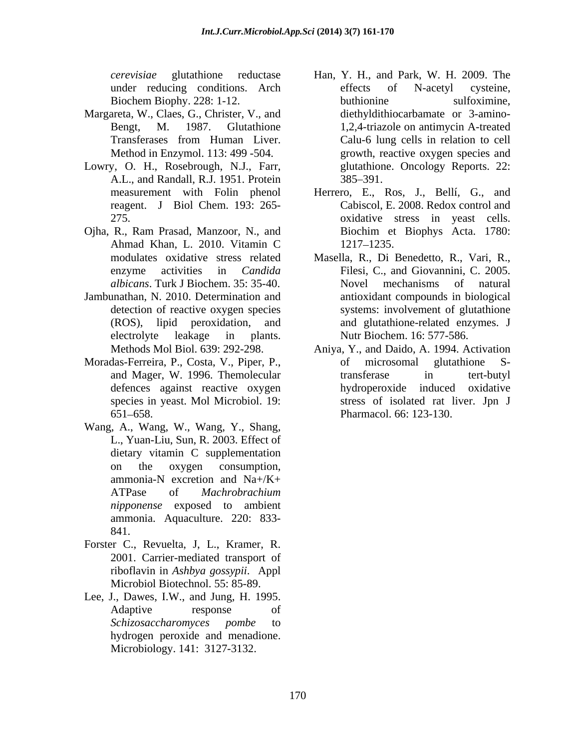*cerevisiae* glutathione reductase under reducing conditions. Arch Biochem Biophy. 228: 1-12.

Margareta, W., Claes, G., Christer, V., and Bengt, M. 1987. Glutathione Transferases from Human Liver. Method in Enzymol. 113: 499 -504.

Lowry, O. H., Rosebrough, N.J., Farr, A.L., and Randall, R.J. 1951. Protein measurement with Folin phenol reagent. J Biol Chem. 193: 265-275.

Ojha, R., Ram Prasad, Manzoor, N., and Ahmad Khan, L. 2010. Vitamin C modulates oxidative stress related enzyme activities in *Candida albicans*. Turk J Biochem. 35: 35-40.

Jambunathan, N. 2010. Determination and detection of reactive oxygen species (ROS), lipid peroxidation, and electrolyte leakage in plants. Methods Mol Biol. 639: 292-298.

Moradas-Ferreira, P., Costa, V., Piper, P., and Mager, W. 1996. Themolecular defences against reactive oxygen species in yeast. Mol Microbiol. 19: 651–658.

Wang, A., Wang, W., Wang, Y., Shang, L., Yuan-Liu, Sun, R. 2003. Effect of dietary vitamin C supplementation on the oxygen consumption, ammonia-N excretion and Na+/K+ ATPase of *Machrobrachium nipponense* exposed to ambient ammonia. Aquaculture. 220: 833-841.

Forster C., Revuelta, J, L., Kramer, R. 2001. Carrier-mediated transport of riboflavin in *Ashbya gossypii*. Appl Microbiol Biotechnol. 55: 85-89.

Lee, J., Dawes, I.W., and Jung, H. 1995. Adaptive response of *Schizosaccharomyces pombe* to hydrogen peroxide and menadione. Microbiology. 141: 3127-3132.

Han, Y. H., and Park, W. H. 2009. The effects of N-acetyl cysteine, buthionine sulfoximine, diethyldithiocarbamate or 3-amino-1,2,4-triazole on antimycin A-treated Calu-6 lung cells in relation to cell growth, reactive oxygen species and glutathione. Oncology Reports. 22: 385–391.

Herrero, E., Ros, J., Bellí, G., and Cabiscol, E. 2008. Redox control and oxidative stress in yeast cells. Biochim et Biophys Acta. 1780: 1217–1235.

Masella, R., Di Benedetto, R., Vari, R., Filesi, C., and Giovannini, C. 2005. Novel mechanisms of natural antioxidant compounds in biological systems: involvement of glutathione and glutathione-related enzymes. J Nutr Biochem. 16: 577-586.

Aniya, Y., and Daido, A. 1994. Activation of microsomal glutathione S-transferase in tert-butyl hydroperoxide induced oxidative stress of isolated rat liver. Jpn J Pharmacol. 66: 123-130.